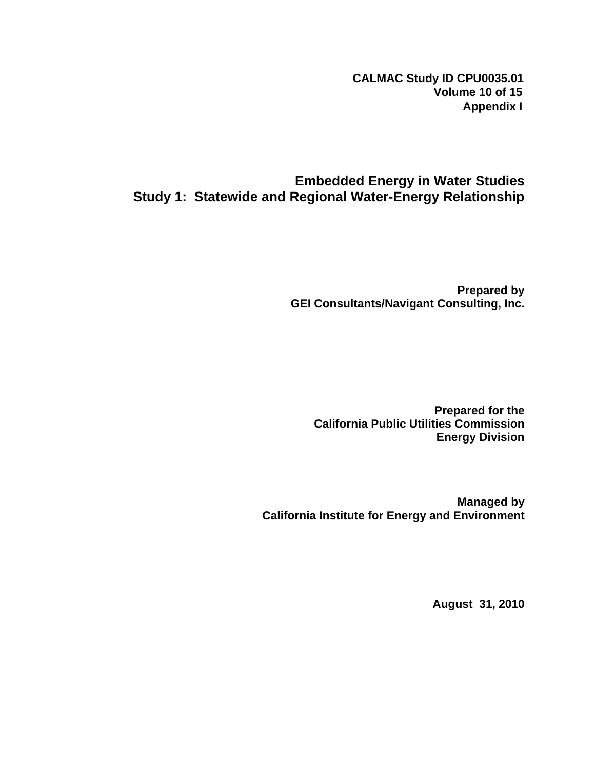**CALMAC Study ID CPU0035.01**
**Volume 10 of 15**
**Appendix I**

# Embedded Energy in Water Studies
# Study 1: Statewide and Regional Water-Energy Relationship

**Prepared by**
**GEI Consultants/Navigant Consulting, Inc.**

**Prepared for the**
**California Public Utilities Commission**
**Energy Division**

**Managed by**
**California Institute for Energy and Environment**

**August 31, 2010**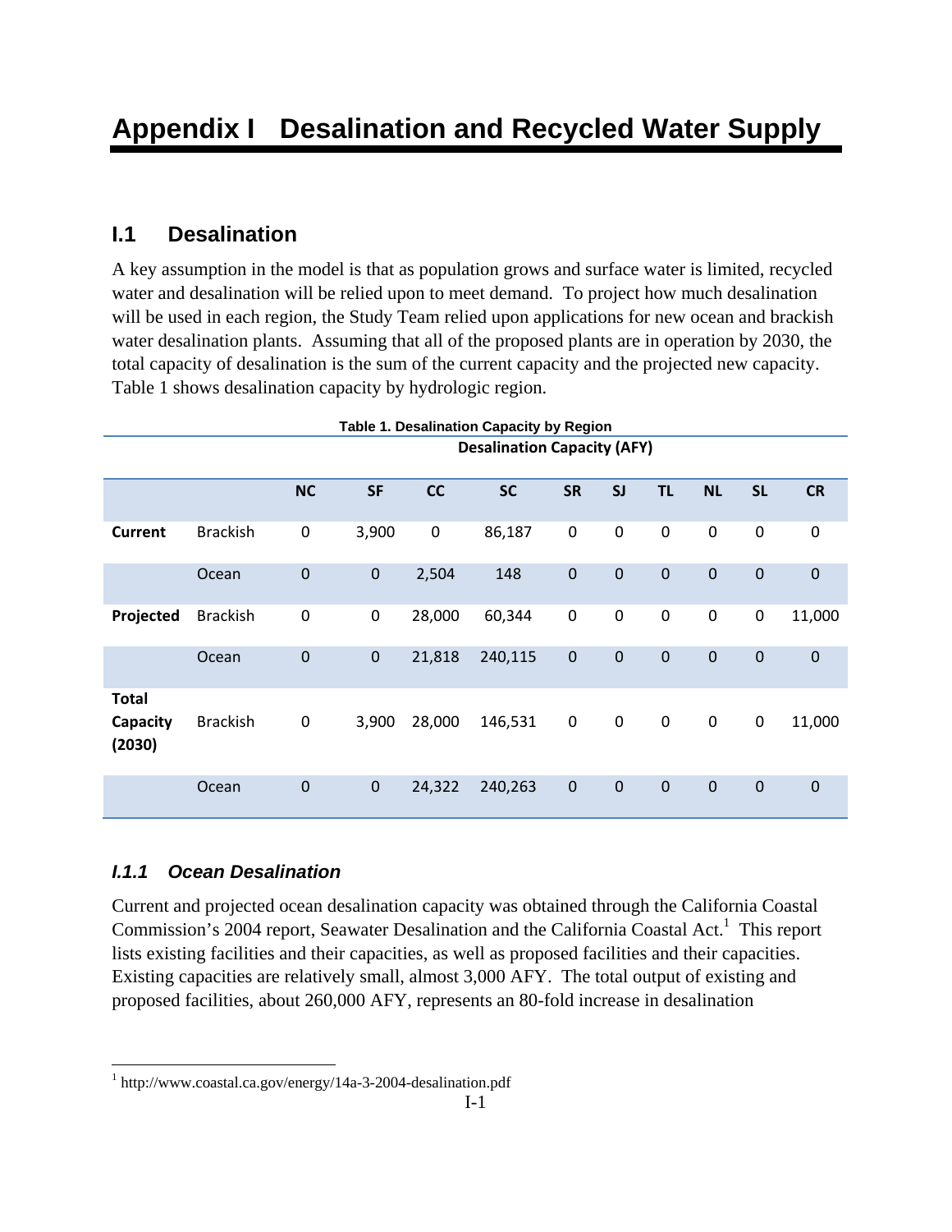# Appendix I   Desalination and Recycled Water Supply

## I.1 Desalination

A key assumption in the model is that as population grows and surface water is limited, recycled water and desalination will be relied upon to meet demand. To project how much desalination will be used in each region, the Study Team relied upon applications for new ocean and brackish water desalination plants. Assuming that all of the proposed plants are in operation by 2030, the total capacity of desalination is the sum of the current capacity and the projected new capacity. Table 1 shows desalination capacity by hydrologic region.

**Table 1. Desalination Capacity by Region**

| | | Desalination Capacity (AFY) | | | | | | | | | |
|---|---|---|---|---|---|---|---|---|---|---|---|
| | | **NC** | **SF** | **CC** | **SC** | **SR** | **SJ** | **TL** | **NL** | **SL** | **CR** |
| **Current** | Brackish | 0 | 3,900 | 0 | 86,187 | 0 | 0 | 0 | 0 | 0 | 0 |
| | Ocean | 0 | 0 | 2,504 | 148 | 0 | 0 | 0 | 0 | 0 | 0 |
| **Projected** | Brackish | 0 | 0 | 28,000 | 60,344 | 0 | 0 | 0 | 0 | 0 | 11,000 |
| | Ocean | 0 | 0 | 21,818 | 240,115 | 0 | 0 | 0 | 0 | 0 | 0 |
| **Total Capacity (2030)** | Brackish | 0 | 3,900 | 28,000 | 146,531 | 0 | 0 | 0 | 0 | 0 | 11,000 |
| | Ocean | 0 | 0 | 24,322 | 240,263 | 0 | 0 | 0 | 0 | 0 | 0 |

### *I.1.1 Ocean Desalination*

Current and projected ocean desalination capacity was obtained through the California Coastal Commission's 2004 report, Seawater Desalination and the California Coastal Act.[1] This report lists existing facilities and their capacities, as well as proposed facilities and their capacities. Existing capacities are relatively small, almost 3,000 AFY. The total output of existing and proposed facilities, about 260,000 AFY, represents an 80-fold increase in desalination

[1] http://www.coastal.ca.gov/energy/14a-3-2004-desalination.pdf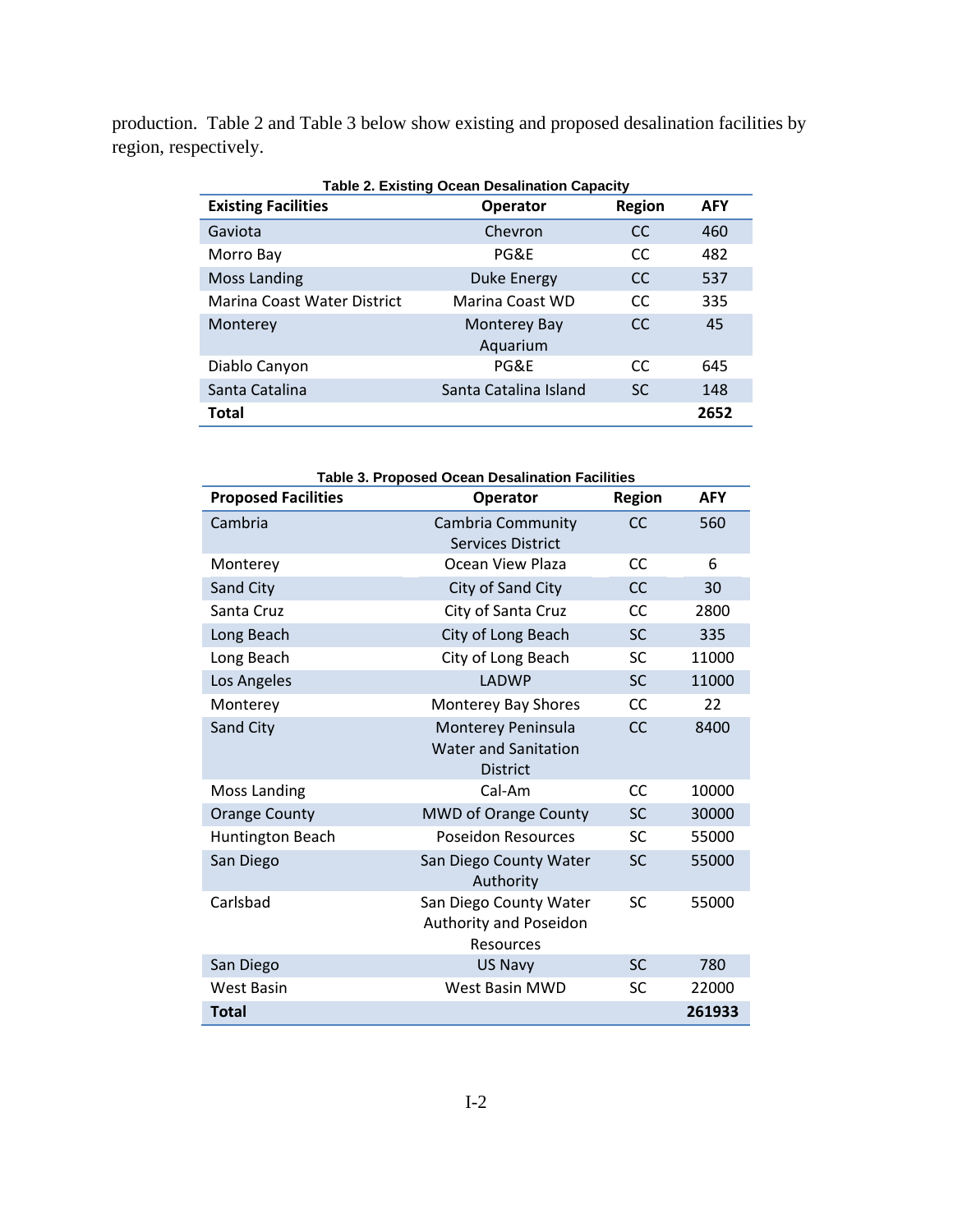production. Table 2 and Table 3 below show existing and proposed desalination facilities by region, respectively.

**Table 2. Existing Ocean Desalination Capacity**

| Existing Facilities | Operator | Region | AFY |
|---|---|---|---|
| Gaviota | Chevron | CC | 460 |
| Morro Bay | PG&E | CC | 482 |
| Moss Landing | Duke Energy | CC | 537 |
| Marina Coast Water District | Marina Coast WD | CC | 335 |
| Monterey | Monterey Bay Aquarium | CC | 45 |
| Diablo Canyon | PG&E | CC | 645 |
| Santa Catalina | Santa Catalina Island | SC | 148 |
| **Total** | | | **2652** |

**Table 3. Proposed Ocean Desalination Facilities**

| Proposed Facilities | Operator | Region | AFY |
|---|---|---|---|
| Cambria | Cambria Community Services District | CC | 560 |
| Monterey | Ocean View Plaza | CC | 6 |
| Sand City | City of Sand City | CC | 30 |
| Santa Cruz | City of Santa Cruz | CC | 2800 |
| Long Beach | City of Long Beach | SC | 335 |
| Long Beach | City of Long Beach | SC | 11000 |
| Los Angeles | LADWP | SC | 11000 |
| Monterey | Monterey Bay Shores | CC | 22 |
| Sand City | Monterey Peninsula Water and Sanitation District | CC | 8400 |
| Moss Landing | Cal-Am | CC | 10000 |
| Orange County | MWD of Orange County | SC | 30000 |
| Huntington Beach | Poseidon Resources | SC | 55000 |
| San Diego | San Diego County Water Authority | SC | 55000 |
| Carlsbad | San Diego County Water Authority and Poseidon Resources | SC | 55000 |
| San Diego | US Navy | SC | 780 |
| West Basin | West Basin MWD | SC | 22000 |
| **Total** | | | **261933** |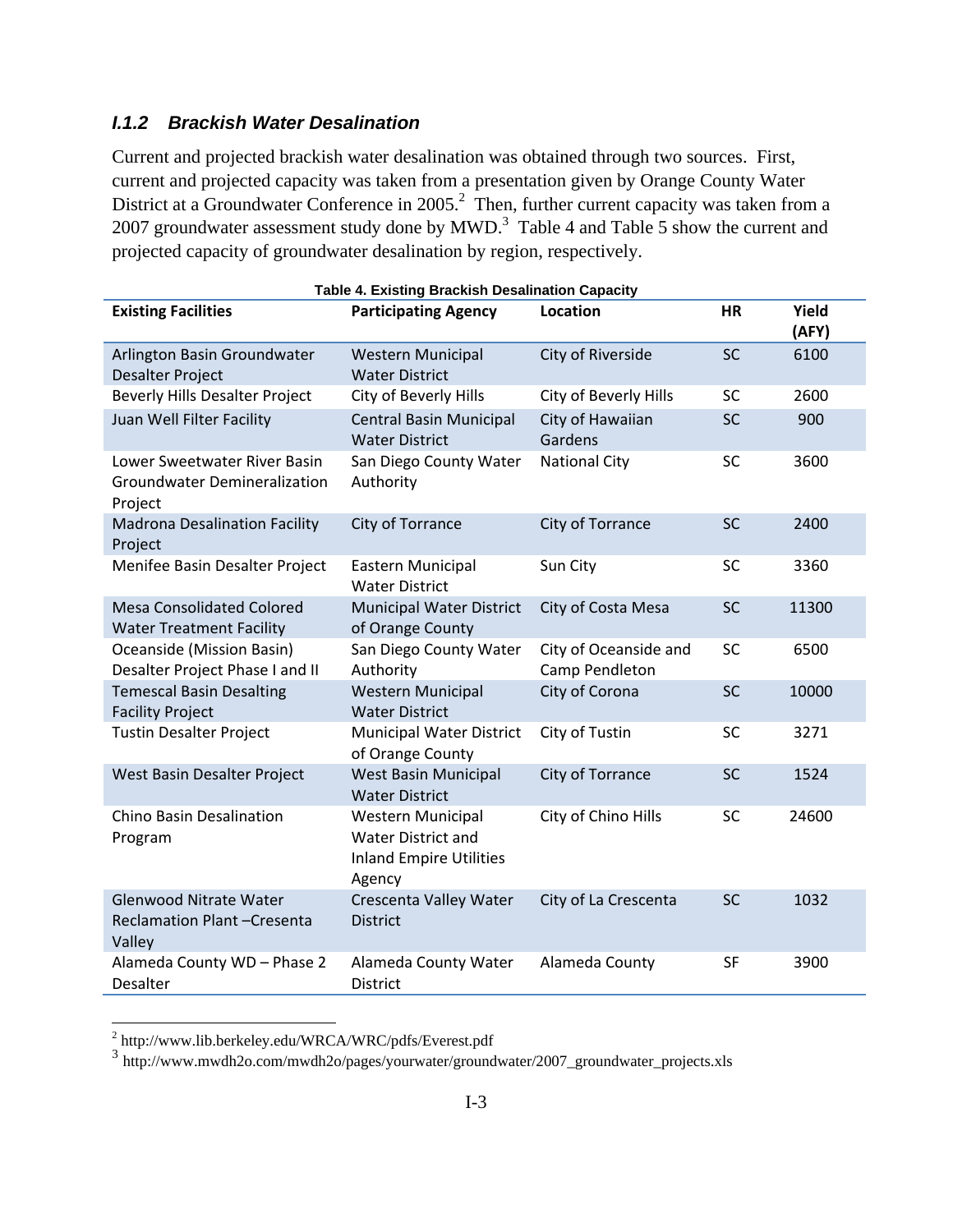### *I.1.2 Brackish Water Desalination*

Current and projected brackish water desalination was obtained through two sources. First, current and projected capacity was taken from a presentation given by Orange County Water District at a Groundwater Conference in 2005.[2] Then, further current capacity was taken from a 2007 groundwater assessment study done by MWD.[3] Table 4 and Table 5 show the current and projected capacity of groundwater desalination by region, respectively.

**Table 4. Existing Brackish Desalination Capacity**

| Existing Facilities | Participating Agency | Location | HR | Yield (AFY) |
|---|---|---|---|---|
| Arlington Basin Groundwater Desalter Project | Western Municipal Water District | City of Riverside | SC | 6100 |
| Beverly Hills Desalter Project | City of Beverly Hills | City of Beverly Hills | SC | 2600 |
| Juan Well Filter Facility | Central Basin Municipal Water District | City of Hawaiian Gardens | SC | 900 |
| Lower Sweetwater River Basin Groundwater Demineralization Project | San Diego County Water Authority | National City | SC | 3600 |
| Madrona Desalination Facility Project | City of Torrance | City of Torrance | SC | 2400 |
| Menifee Basin Desalter Project | Eastern Municipal Water District | Sun City | SC | 3360 |
| Mesa Consolidated Colored Water Treatment Facility | Municipal Water District of Orange County | City of Costa Mesa | SC | 11300 |
| Oceanside (Mission Basin) Desalter Project Phase I and II | San Diego County Water Authority | City of Oceanside and Camp Pendleton | SC | 6500 |
| Temescal Basin Desalting Facility Project | Western Municipal Water District | City of Corona | SC | 10000 |
| Tustin Desalter Project | Municipal Water District of Orange County | City of Tustin | SC | 3271 |
| West Basin Desalter Project | West Basin Municipal Water District | City of Torrance | SC | 1524 |
| Chino Basin Desalination Program | Western Municipal Water District and Inland Empire Utilities Agency | City of Chino Hills | SC | 24600 |
| Glenwood Nitrate Water Reclamation Plant –Cresenta Valley | Crescenta Valley Water District | City of La Crescenta | SC | 1032 |
| Alameda County WD – Phase 2 Desalter | Alameda County Water District | Alameda County | SF | 3900 |

[2] http://www.lib.berkeley.edu/WRCA/WRC/pdfs/Everest.pdf

[3] http://www.mwdh2o.com/mwdh2o/pages/yourwater/groundwater/2007_groundwater_projects.xls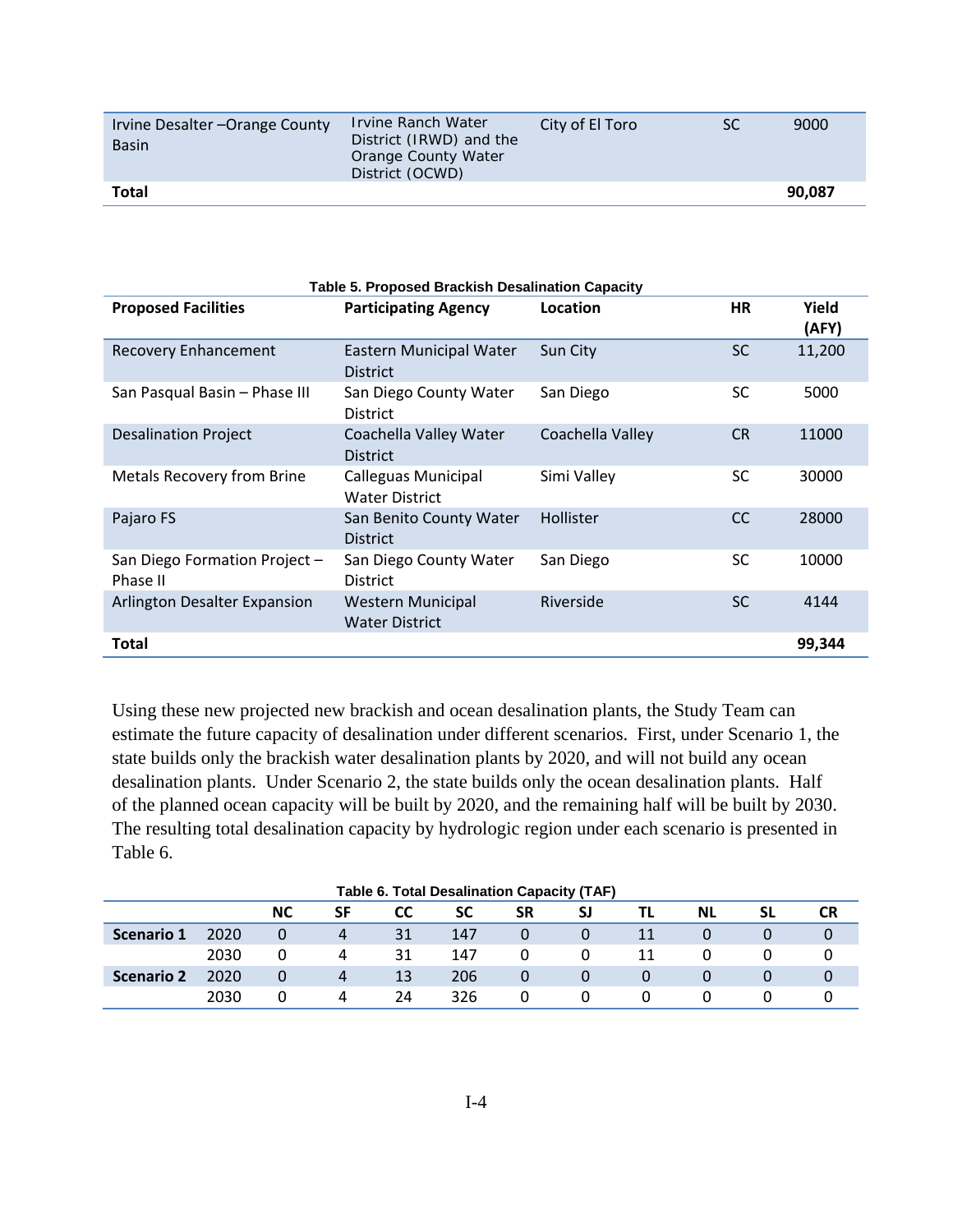| | | | | |
|---|---|---|---|---|
| Irvine Desalter –Orange County Basin | Irvine Ranch Water District (IRWD) and the Orange County Water District (OCWD) | City of El Toro | SC | 9000 |
| **Total** | | | | **90,087** |

**Table 5. Proposed Brackish Desalination Capacity**

| Proposed Facilities | Participating Agency | Location | HR | Yield (AFY) |
|---|---|---|---|---|
| Recovery Enhancement | Eastern Municipal Water District | Sun City | SC | 11,200 |
| San Pasqual Basin – Phase III | San Diego County Water District | San Diego | SC | 5000 |
| Desalination Project | Coachella Valley Water District | Coachella Valley | CR | 11000 |
| Metals Recovery from Brine | Calleguas Municipal Water District | Simi Valley | SC | 30000 |
| Pajaro FS | San Benito County Water District | Hollister | CC | 28000 |
| San Diego Formation Project – Phase II | San Diego County Water District | San Diego | SC | 10000 |
| Arlington Desalter Expansion | Western Municipal Water District | Riverside | SC | 4144 |
| **Total** | | | | **99,344** |

Using these new projected new brackish and ocean desalination plants, the Study Team can estimate the future capacity of desalination under different scenarios. First, under Scenario 1, the state builds only the brackish water desalination plants by 2020, and will not build any ocean desalination plants. Under Scenario 2, the state builds only the ocean desalination plants. Half of the planned ocean capacity will be built by 2020, and the remaining half will be built by 2030. The resulting total desalination capacity by hydrologic region under each scenario is presented in Table 6.

**Table 6. Total Desalination Capacity (TAF)**

| | | NC | SF | CC | SC | SR | SJ | TL | NL | SL | CR |
|---|---|---|---|---|---|---|---|---|---|---|---|
| **Scenario 1** | 2020 | 0 | 4 | 31 | 147 | 0 | 0 | 11 | 0 | 0 | 0 |
| | 2030 | 0 | 4 | 31 | 147 | 0 | 0 | 11 | 0 | 0 | 0 |
| **Scenario 2** | 2020 | 0 | 4 | 13 | 206 | 0 | 0 | 0 | 0 | 0 | 0 |
| | 2030 | 0 | 4 | 24 | 326 | 0 | 0 | 0 | 0 | 0 | 0 |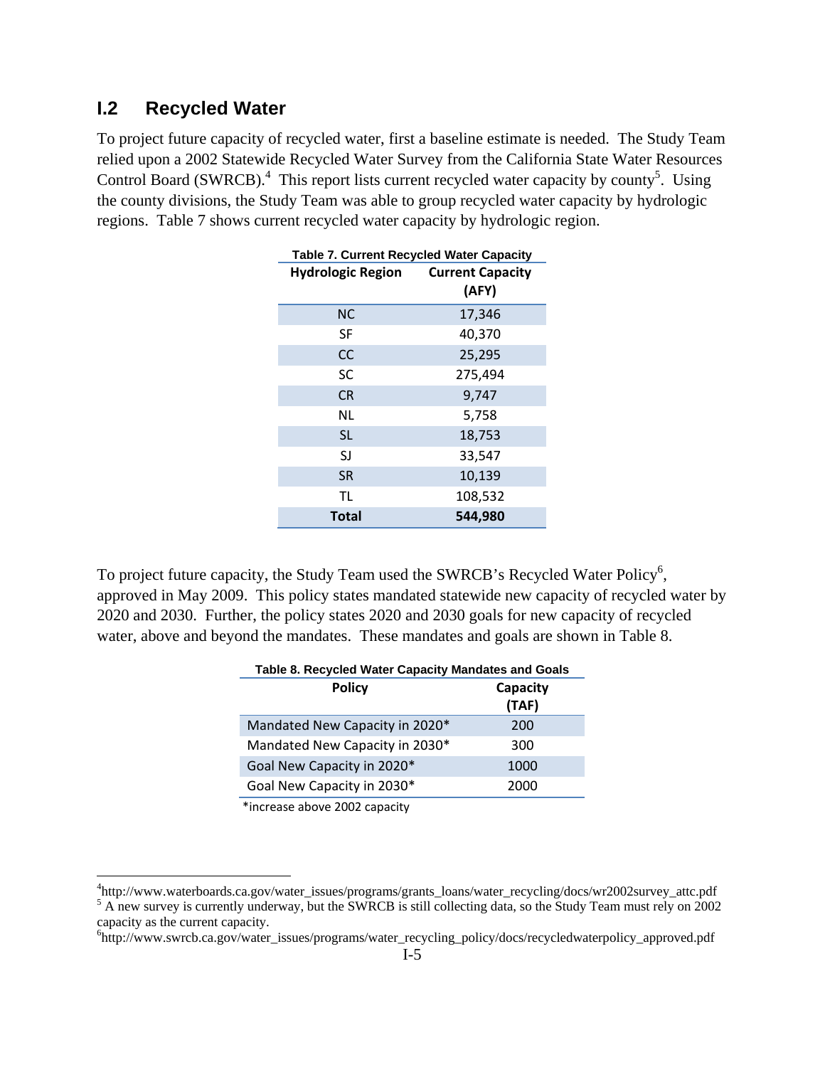## I.2 Recycled Water

To project future capacity of recycled water, first a baseline estimate is needed. The Study Team relied upon a 2002 Statewide Recycled Water Survey from the California State Water Resources Control Board (SWRCB).[4] This report lists current recycled water capacity by county[5]. Using the county divisions, the Study Team was able to group recycled water capacity by hydrologic regions. Table 7 shows current recycled water capacity by hydrologic region.

**Table 7. Current Recycled Water Capacity**

| Hydrologic Region | Current Capacity (AFY) |
|---|---|
| NC | 17,346 |
| SF | 40,370 |
| CC | 25,295 |
| SC | 275,494 |
| CR | 9,747 |
| NL | 5,758 |
| SL | 18,753 |
| SJ | 33,547 |
| SR | 10,139 |
| TL | 108,532 |
| **Total** | **544,980** |

To project future capacity, the Study Team used the SWRCB's Recycled Water Policy[6], approved in May 2009. This policy states mandated statewide new capacity of recycled water by 2020 and 2030. Further, the policy states 2020 and 2030 goals for new capacity of recycled water, above and beyond the mandates. These mandates and goals are shown in Table 8.

**Table 8. Recycled Water Capacity Mandates and Goals**

| Policy | Capacity (TAF) |
|---|---|
| Mandated New Capacity in 2020* | 200 |
| Mandated New Capacity in 2030* | 300 |
| Goal New Capacity in 2020* | 1000 |
| Goal New Capacity in 2030* | 2000 |

*increase above 2002 capacity

[4] http://www.waterboards.ca.gov/water_issues/programs/grants_loans/water_recycling/docs/wr2002survey_attc.pdf

[5] A new survey is currently underway, but the SWRCB is still collecting data, so the Study Team must rely on 2002 capacity as the current capacity.

[6] http://www.swrcb.ca.gov/water_issues/programs/water_recycling_policy/docs/recycledwaterpolicy_approved.pdf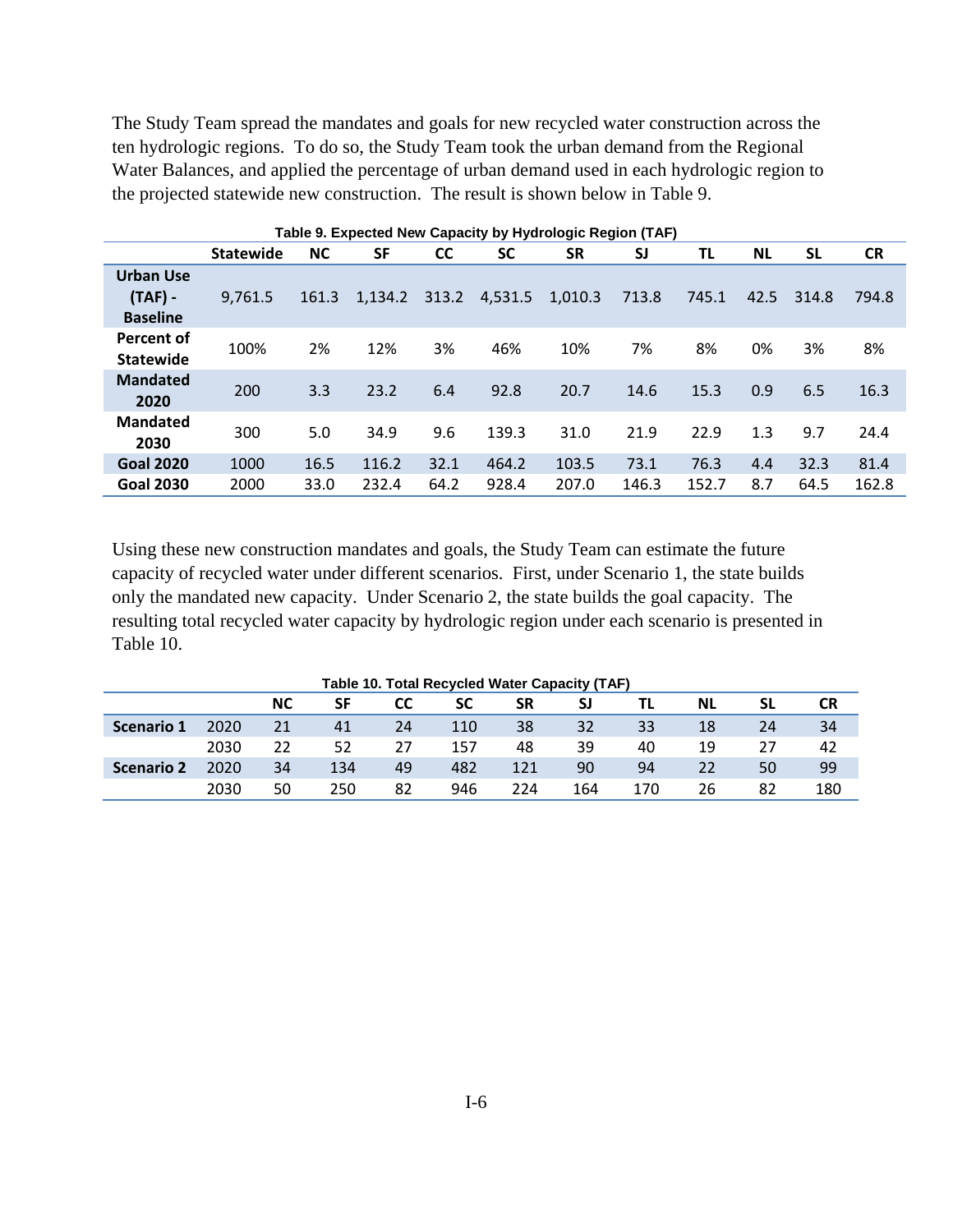The Study Team spread the mandates and goals for new recycled water construction across the ten hydrologic regions. To do so, the Study Team took the urban demand from the Regional Water Balances, and applied the percentage of urban demand used in each hydrologic region to the projected statewide new construction. The result is shown below in Table 9.

**Table 9. Expected New Capacity by Hydrologic Region (TAF)**

| | Statewide | NC | SF | CC | SC | SR | SJ | TL | NL | SL | CR |
|---|---|---|---|---|---|---|---|---|---|---|---|
| **Urban Use (TAF) - Baseline** | 9,761.5 | 161.3 | 1,134.2 | 313.2 | 4,531.5 | 1,010.3 | 713.8 | 745.1 | 42.5 | 314.8 | 794.8 |
| **Percent of Statewide** | 100% | 2% | 12% | 3% | 46% | 10% | 7% | 8% | 0% | 3% | 8% |
| **Mandated 2020** | 200 | 3.3 | 23.2 | 6.4 | 92.8 | 20.7 | 14.6 | 15.3 | 0.9 | 6.5 | 16.3 |
| **Mandated 2030** | 300 | 5.0 | 34.9 | 9.6 | 139.3 | 31.0 | 21.9 | 22.9 | 1.3 | 9.7 | 24.4 |
| **Goal 2020** | 1000 | 16.5 | 116.2 | 32.1 | 464.2 | 103.5 | 73.1 | 76.3 | 4.4 | 32.3 | 81.4 |
| **Goal 2030** | 2000 | 33.0 | 232.4 | 64.2 | 928.4 | 207.0 | 146.3 | 152.7 | 8.7 | 64.5 | 162.8 |

Using these new construction mandates and goals, the Study Team can estimate the future capacity of recycled water under different scenarios. First, under Scenario 1, the state builds only the mandated new capacity. Under Scenario 2, the state builds the goal capacity. The resulting total recycled water capacity by hydrologic region under each scenario is presented in Table 10.

**Table 10. Total Recycled Water Capacity (TAF)**

| | | NC | SF | CC | SC | SR | SJ | TL | NL | SL | CR |
|---|---|---|---|---|---|---|---|---|---|---|---|
| **Scenario 1** | 2020 | 21 | 41 | 24 | 110 | 38 | 32 | 33 | 18 | 24 | 34 |
| | 2030 | 22 | 52 | 27 | 157 | 48 | 39 | 40 | 19 | 27 | 42 |
| **Scenario 2** | 2020 | 34 | 134 | 49 | 482 | 121 | 90 | 94 | 22 | 50 | 99 |
| | 2030 | 50 | 250 | 82 | 946 | 224 | 164 | 170 | 26 | 82 | 180 |